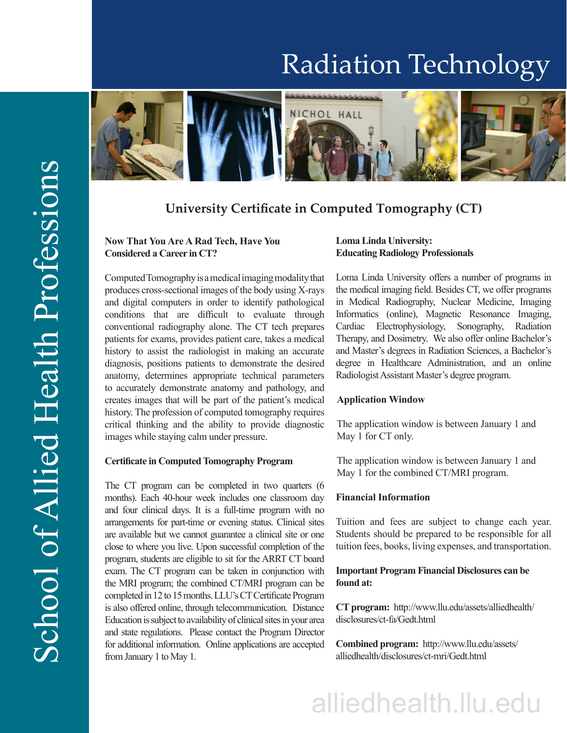# Radiation Technology

School of Allied Health Professions

## University Certificate in Computed Tomography (CT)

### Now That You Are A Rad Tech, Have You Considered a Career in CT?

Computed Tomography is a medical imaging modality that produces cross-sectional images of the body using X-rays and digital computers in order to identify pathological conditions that are difficult to evaluate through conventional radiography alone. The CT tech prepares patients for exams, provides patient care, takes a medical history to assist the radiologist in making an accurate diagnosis, positions patients to demonstrate the desired anatomy, determines appropriate technical parameters to accurately demonstrate anatomy and pathology, and creates images that will be part of the patient's medical history. The profession of computed tomography requires critical thinking and the ability to provide diagnostic images while staying calm under pressure.

### Certificate in Computed Tomography Program

The CT program can be completed in two quarters (6 months). Each 40-hour week includes one classroom day and four clinical days. It is a full-time program with no arrangements for part-time or evening status. Clinical sites are available but we cannot guarantee a clinical site or one close to where you live. Upon successful completion of the program, students are eligible to sit for the ARRT CT board exam. The CT program can be taken in conjunction with the MRI program; the combined CT/MRI program can be completed in 12 to 15 months. LLU's CT Certificate Program is also offered online, through telecommunication. Distance Education is subject to availability of clinical sites in your area and state regulations. Please contact the Program Director for additional information. Online applications are accepted from January 1 to May 1.

### Loma Linda University: Educating Radiology Professionals

Loma Linda University offers a number of programs in the medical imaging field. Besides CT, we offer programs in Medical Radiography, Nuclear Medicine, Imaging Informatics (online), Magnetic Resonance Imaging, Cardiac Electrophysiology, Sonography, Radiation Therapy, and Dosimetry. We also offer online Bachelor's and Master's degrees in Radiation Sciences, a Bachelor's degree in Healthcare Administration, and an online Radiologist Assistant Master's degree program.

### Application Window

The application window is between January 1 and May 1 for CT only.

The application window is between January 1 and May 1 for the combined CT/MRI program.

### Financial Information

Tuition and fees are subject to change each year. Students should be prepared to be responsible for all tuition fees, books, living expenses, and transportation.

### Important Program Financial Disclosures can be found at:

**CT program:** http://www.llu.edu/assets/alliedhealth/disclosures/ct-fa/Gedt.html

**Combined program:** http://www.llu.edu/assets/alliedhealth/disclosures/ct-mri/Gedt.html

alliedhealth.llu.edu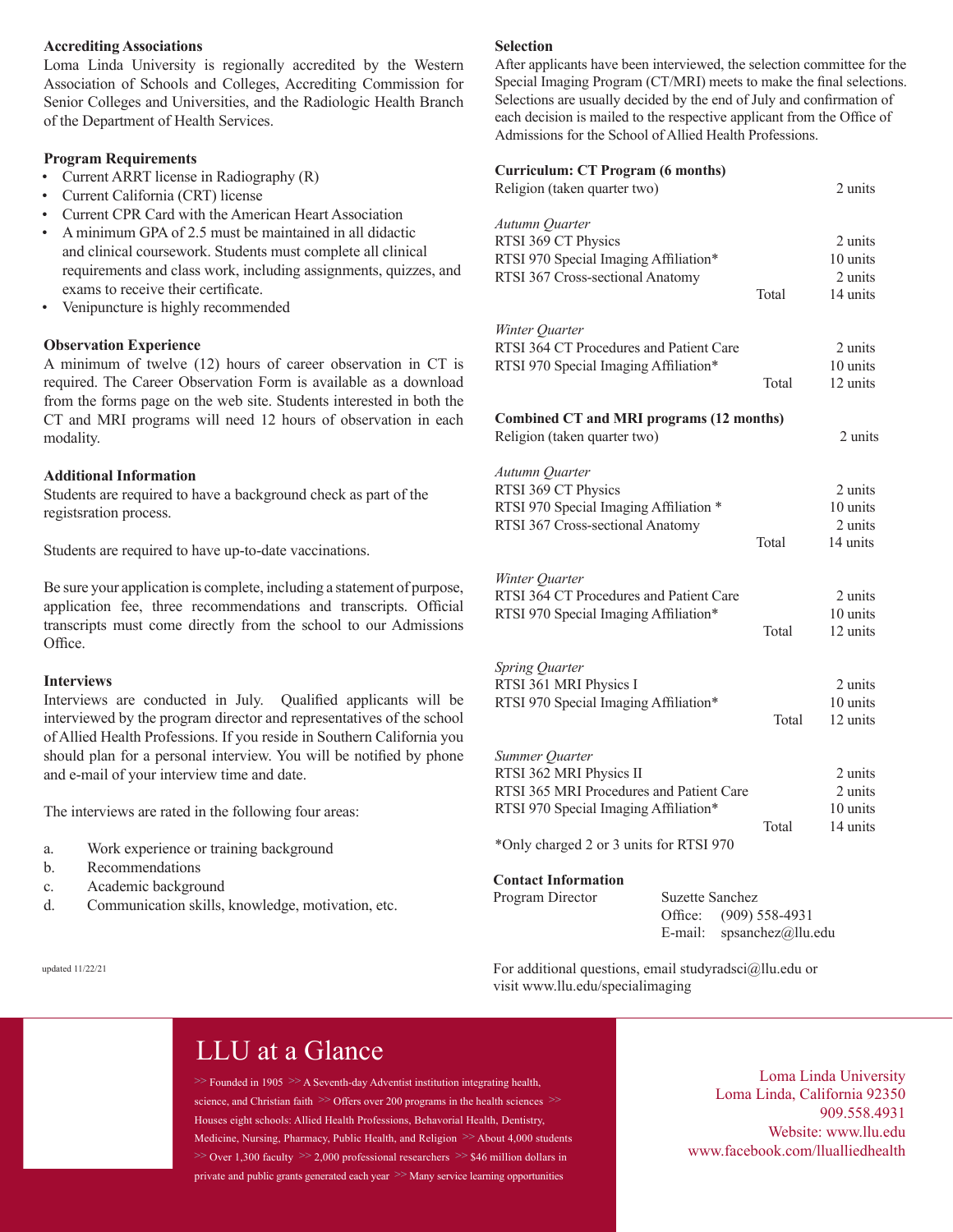### Accrediting Associations

Loma Linda University is regionally accredited by the Western Association of Schools and Colleges, Accrediting Commission for Senior Colleges and Universities, and the Radiologic Health Branch of the Department of Health Services.

### Program Requirements

- Current ARRT license in Radiography (R)
- Current California (CRT) license
- Current CPR Card with the American Heart Association
- A minimum GPA of 2.5 must be maintained in all didactic and clinical coursework. Students must complete all clinical requirements and class work, including assignments, quizzes, and exams to receive their certificate.
- Venipuncture is highly recommended

### Observation Experience

A minimum of twelve (12) hours of career observation in CT is required. The Career Observation Form is available as a download from the forms page on the web site. Students interested in both the CT and MRI programs will need 12 hours of observation in each modality.

### Additional Information

Students are required to have a background check as part of the registsration process.

Students are required to have up-to-date vaccinations.

Be sure your application is complete, including a statement of purpose, application fee, three recommendations and transcripts. Official transcripts must come directly from the school to our Admissions Office.

### Interviews

Interviews are conducted in July. Qualified applicants will be interviewed by the program director and representatives of the school of Allied Health Professions. If you reside in Southern California you should plan for a personal interview. You will be notified by phone and e-mail of your interview time and date.

The interviews are rated in the following four areas:

a. Work experience or training background
b. Recommendations
c. Academic background
d. Communication skills, knowledge, motivation, etc.

updated 11/22/21

### Selection

After applicants have been interviewed, the selection committee for the Special Imaging Program (CT/MRI) meets to make the final selections. Selections are usually decided by the end of July and confirmation of each decision is mailed to the respective applicant from the Office of Admissions for the School of Allied Health Professions.

### Curriculum: CT Program (6 months)

| | | |
|---|---|---|
| Religion (taken quarter two) | | 2 units |
| *Autumn Quarter* | | |
| RTSI 369 CT Physics | | 2 units |
| RTSI 970 Special Imaging Affiliation* | | 10 units |
| RTSI 367 Cross-sectional Anatomy | | 2 units |
| | Total | 14 units |
| *Winter Quarter* | | |
| RTSI 364 CT Procedures and Patient Care | | 2 units |
| RTSI 970 Special Imaging Affiliation* | | 10 units |
| | Total | 12 units |

### Combined CT and MRI programs (12 months)

| | | |
|---|---|---|
| Religion (taken quarter two) | | 2 units |
| *Autumn Quarter* | | |
| RTSI 369 CT Physics | | 2 units |
| RTSI 970 Special Imaging Affiliation * | | 10 units |
| RTSI 367 Cross-sectional Anatomy | | 2 units |
| | Total | 14 units |
| *Winter Quarter* | | |
| RTSI 364 CT Procedures and Patient Care | | 2 units |
| RTSI 970 Special Imaging Affiliation* | | 10 units |
| | Total | 12 units |
| *Spring Quarter* | | |
| RTSI 361 MRI Physics I | | 2 units |
| RTSI 970 Special Imaging Affiliation* | | 10 units |
| | Total | 12 units |
| *Summer Quarter* | | |
| RTSI 362 MRI Physics II | | 2 units |
| RTSI 365 MRI Procedures and Patient Care | | 2 units |
| RTSI 970 Special Imaging Affiliation* | | 10 units |
| | Total | 14 units |

*Only charged 2 or 3 units for RTSI 970

### Contact Information

Program Director: Suzette Sanchez
Office: (909) 558-4931
E-mail: spsanchez@llu.edu

For additional questions, email studyradsci@llu.edu or visit www.llu.edu/specialimaging

## LLU at a Glance

>> Founded in 1905 >> A Seventh-day Adventist institution integrating health, science, and Christian faith >> Offers over 200 programs in the health sciences >> Houses eight schools: Allied Health Professions, Behavorial Health, Dentistry, Medicine, Nursing, Pharmacy, Public Health, and Religion >> About 4,000 students >> Over 1,300 faculty >> 2,000 professional researchers >> $46 million dollars in private and public grants generated each year >> Many service learning opportunities

Loma Linda University
Loma Linda, California 92350
909.558.4931
Website: www.llu.edu
www.facebook.com/lluallied­health